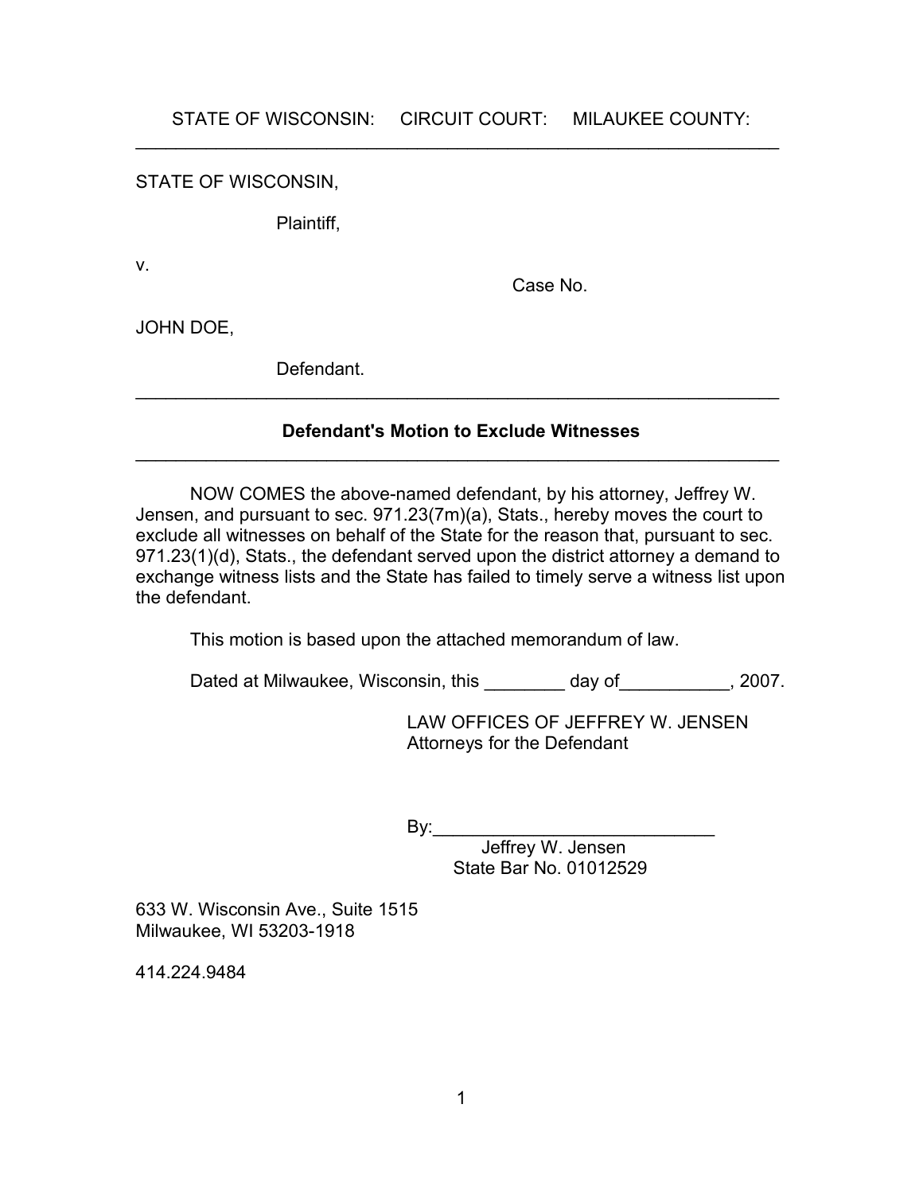STATE OF WISCONSIN: CIRCUIT COURT: MILAUKEE COUNTY:

---

STATE OF WISCONSIN,

Plaintiff,

v.

Case No.

JOHN DOE,

Defendant.

---

**Defendant's Motion to Exclude Witnesses**

---

NOW COMES the above-named defendant, by his attorney, Jeffrey W. Jensen, and pursuant to sec. 971.23(7m)(a), Stats., hereby moves the court to exclude all witnesses on behalf of the State for the reason that, pursuant to sec. 971.23(1)(d), Stats., the defendant served upon the district attorney a demand to exchange witness lists and the State has failed to timely serve a witness list upon the defendant.

This motion is based upon the attached memorandum of law.

Dated at Milwaukee, Wisconsin, this ________ day of___________, 2007.

LAW OFFICES OF JEFFREY W. JENSEN
Attorneys for the Defendant

By:____________________________
Jeffrey W. Jensen
State Bar No. 01012529

633 W. Wisconsin Ave., Suite 1515
Milwaukee, WI 53203-1918

414.224.9484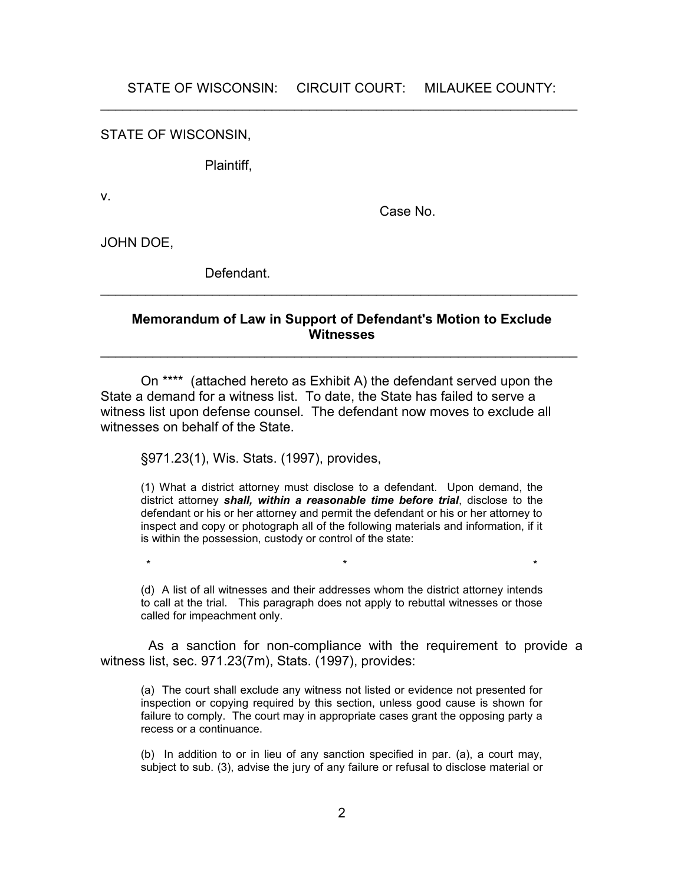STATE OF WISCONSIN: CIRCUIT COURT: MILAUKEE COUNTY:

---

STATE OF WISCONSIN,

Plaintiff,

v.

Case No.

JOHN DOE,

Defendant.

---

**Memorandum of Law in Support of Defendant's Motion to Exclude Witnesses**

---

On **** (attached hereto as Exhibit A) the defendant served upon the State a demand for a witness list. To date, the State has failed to serve a witness list upon defense counsel. The defendant now moves to exclude all witnesses on behalf of the State.

§971.23(1), Wis. Stats. (1997), provides,

> (1) What a district attorney must disclose to a defendant. Upon demand, the district attorney ***shall, within a reasonable time before trial***, disclose to the defendant or his or her attorney and permit the defendant or his or her attorney to inspect and copy or photograph all of the following materials and information, if it is within the possession, custody or control of the state:
>
> \* \* \*
>
> (d) A list of all witnesses and their addresses whom the district attorney intends to call at the trial. This paragraph does not apply to rebuttal witnesses or those called for impeachment only.

As a sanction for non-compliance with the requirement to provide a witness list, sec. 971.23(7m), Stats. (1997), provides:

> (a) The court shall exclude any witness not listed or evidence not presented for inspection or copying required by this section, unless good cause is shown for failure to comply. The court may in appropriate cases grant the opposing party a recess or a continuance.
>
> (b) In addition to or in lieu of any sanction specified in par. (a), a court may, subject to sub. (3), advise the jury of any failure or refusal to disclose material or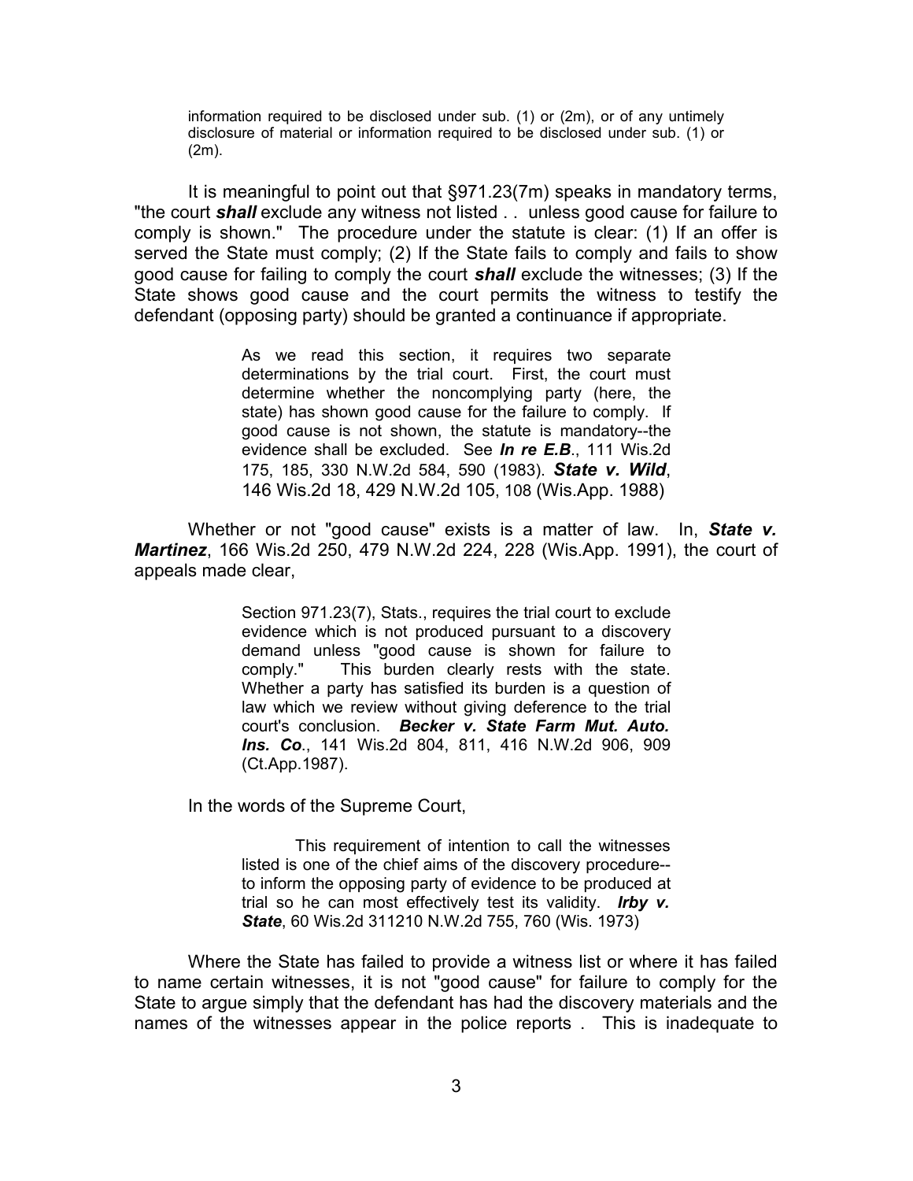> information required to be disclosed under sub. (1) or (2m), or of any untimely disclosure of material or information required to be disclosed under sub. (1) or (2m).

It is meaningful to point out that §971.23(7m) speaks in mandatory terms, "the court ***shall*** exclude any witness not listed . . unless good cause for failure to comply is shown." The procedure under the statute is clear: (1) If an offer is served the State must comply; (2) If the State fails to comply and fails to show good cause for failing to comply the court ***shall*** exclude the witnesses; (3) If the State shows good cause and the court permits the witness to testify the defendant (opposing party) should be granted a continuance if appropriate.

> As we read this section, it requires two separate determinations by the trial court. First, the court must determine whether the noncomplying party (here, the state) has shown good cause for the failure to comply. If good cause is not shown, the statute is mandatory--the evidence shall be excluded. See ***In re E.B.***, 111 Wis.2d 175, 185, 330 N.W.2d 584, 590 (1983). ***State v. Wild***, 146 Wis.2d 18, 429 N.W.2d 105, 108 (Wis.App. 1988)

Whether or not "good cause" exists is a matter of law. In, ***State v. Martinez***, 166 Wis.2d 250, 479 N.W.2d 224, 228 (Wis.App. 1991), the court of appeals made clear,

> Section 971.23(7), Stats., requires the trial court to exclude evidence which is not produced pursuant to a discovery demand unless "good cause is shown for failure to comply." This burden clearly rests with the state. Whether a party has satisfied its burden is a question of law which we review without giving deference to the trial court's conclusion. ***Becker v. State Farm Mut. Auto. Ins. Co***., 141 Wis.2d 804, 811, 416 N.W.2d 906, 909 (Ct.App.1987).

In the words of the Supreme Court,

> This requirement of intention to call the witnesses listed is one of the chief aims of the discovery procedure--to inform the opposing party of evidence to be produced at trial so he can most effectively test its validity. ***Irby v. State***, 60 Wis.2d 311210 N.W.2d 755, 760 (Wis. 1973)

Where the State has failed to provide a witness list or where it has failed to name certain witnesses, it is not "good cause" for failure to comply for the State to argue simply that the defendant has had the discovery materials and the names of the witnesses appear in the police reports . This is inadequate to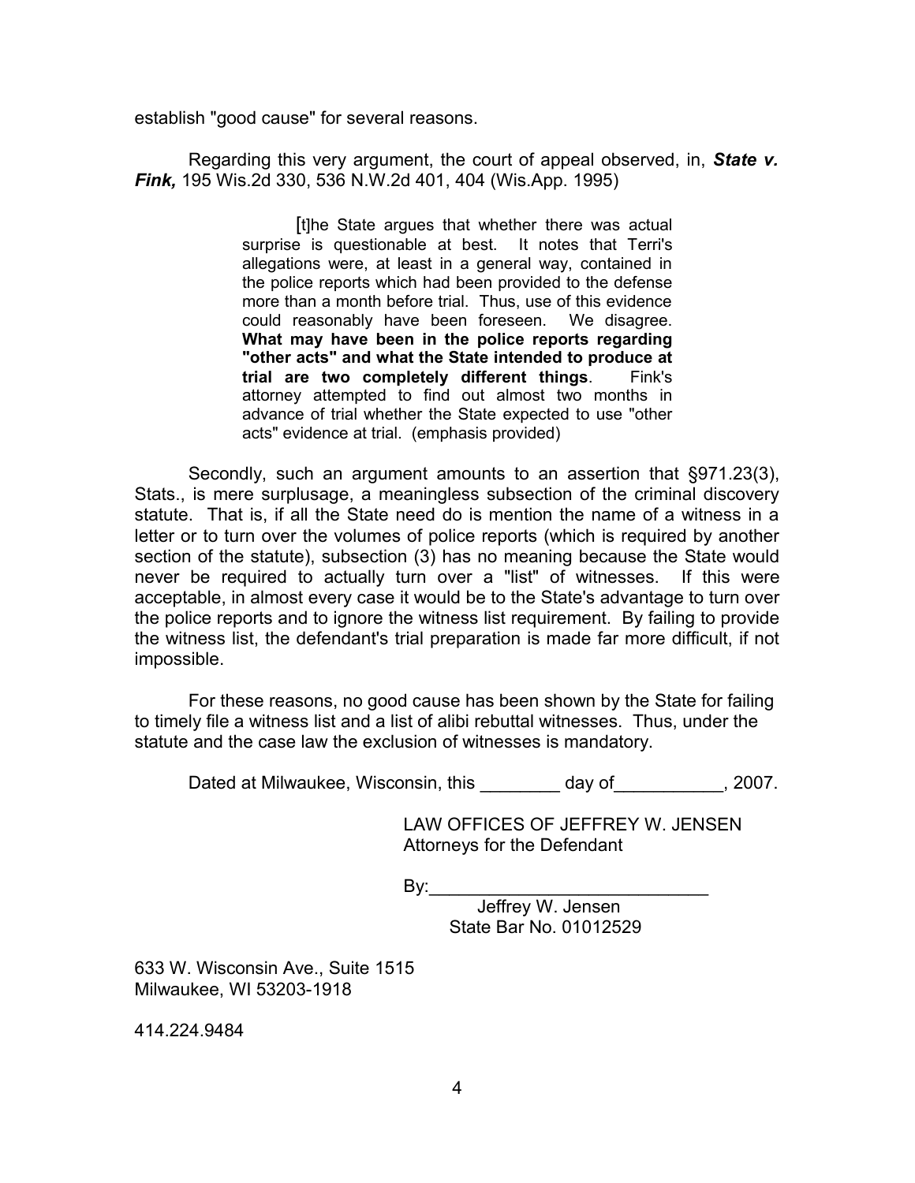establish "good cause" for several reasons.

Regarding this very argument, the court of appeal observed, in, ***State v. Fink,*** 195 Wis.2d 330, 536 N.W.2d 401, 404 (Wis.App. 1995)

> [t]he State argues that whether there was actual surprise is questionable at best. It notes that Terri's allegations were, at least in a general way, contained in the police reports which had been provided to the defense more than a month before trial. Thus, use of this evidence could reasonably have been foreseen. We disagree. **What may have been in the police reports regarding "other acts" and what the State intended to produce at trial are two completely different things**. Fink's attorney attempted to find out almost two months in advance of trial whether the State expected to use "other acts" evidence at trial. (emphasis provided)

Secondly, such an argument amounts to an assertion that §971.23(3), Stats., is mere surplusage, a meaningless subsection of the criminal discovery statute. That is, if all the State need do is mention the name of a witness in a letter or to turn over the volumes of police reports (which is required by another section of the statute), subsection (3) has no meaning because the State would never be required to actually turn over a "list" of witnesses. If this were acceptable, in almost every case it would be to the State's advantage to turn over the police reports and to ignore the witness list requirement. By failing to provide the witness list, the defendant's trial preparation is made far more difficult, if not impossible.

For these reasons, no good cause has been shown by the State for failing to timely file a witness list and a list of alibi rebuttal witnesses. Thus, under the statute and the case law the exclusion of witnesses is mandatory.

Dated at Milwaukee, Wisconsin, this ________ day of___________, 2007.

LAW OFFICES OF JEFFREY W. JENSEN
Attorneys for the Defendant

By:____________________________
Jeffrey W. Jensen
State Bar No. 01012529

633 W. Wisconsin Ave., Suite 1515
Milwaukee, WI 53203-1918

414.224.9484